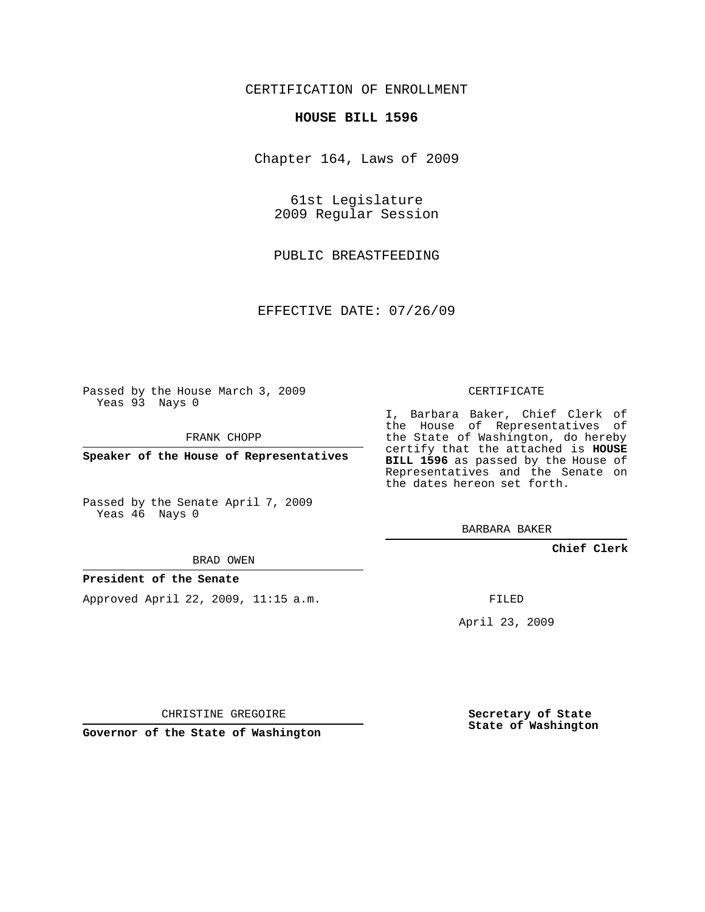CERTIFICATION OF ENROLLMENT

**HOUSE BILL 1596**

Chapter 164, Laws of 2009

61st Legislature
2009 Regular Session

PUBLIC BREASTFEEDING

EFFECTIVE DATE: 07/26/09

Passed by the House March 3, 2009
Yeas 93 Nays 0

FRANK CHOPP

**Speaker of the House of Representatives**

Passed by the Senate April 7, 2009
Yeas 46 Nays 0

BRAD OWEN

**President of the Senate**

Approved April 22, 2009, 11:15 a.m.

CHRISTINE GREGOIRE

**Governor of the State of Washington**

CERTIFICATE

I, Barbara Baker, Chief Clerk of the House of Representatives of the State of Washington, do hereby certify that the attached is **HOUSE BILL 1596** as passed by the House of Representatives and the Senate on the dates hereon set forth.

BARBARA BAKER

**Chief Clerk**

FILED

April 23, 2009

**Secretary of State**
**State of Washington**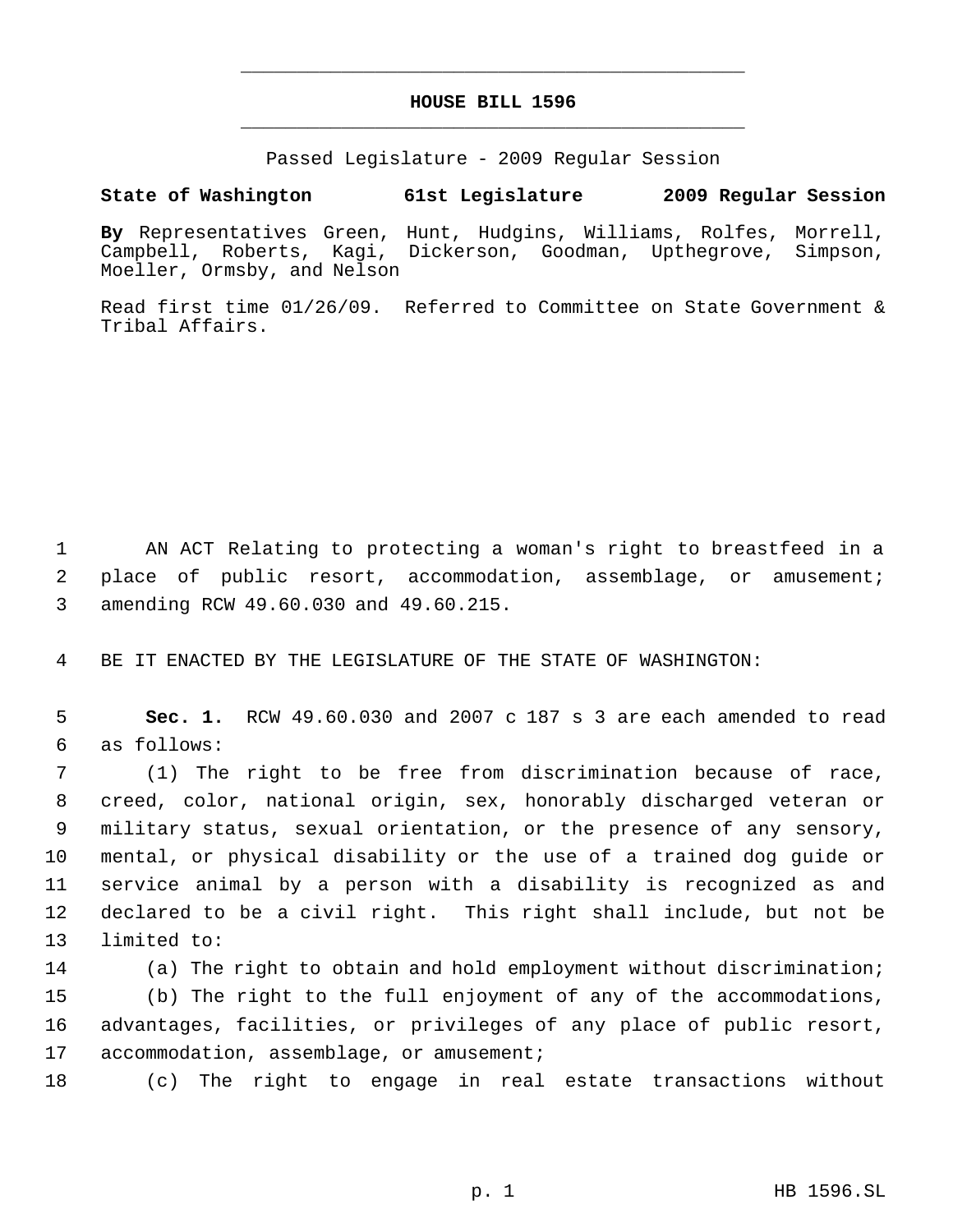# HOUSE BILL 1596

Passed Legislature - 2009 Regular Session

**State of Washington 61st Legislature 2009 Regular Session**

**By** Representatives Green, Hunt, Hudgins, Williams, Rolfes, Morrell, Campbell, Roberts, Kagi, Dickerson, Goodman, Upthegrove, Simpson, Moeller, Ormsby, and Nelson

Read first time 01/26/09. Referred to Committee on State Government & Tribal Affairs.

AN ACT Relating to protecting a woman's right to breastfeed in a place of public resort, accommodation, assemblage, or amusement; amending RCW 49.60.030 and 49.60.215.

BE IT ENACTED BY THE LEGISLATURE OF THE STATE OF WASHINGTON:

**Sec. 1.** RCW 49.60.030 and 2007 c 187 s 3 are each amended to read as follows:

(1) The right to be free from discrimination because of race, creed, color, national origin, sex, honorably discharged veteran or military status, sexual orientation, or the presence of any sensory, mental, or physical disability or the use of a trained dog guide or service animal by a person with a disability is recognized as and declared to be a civil right. This right shall include, but not be limited to:

(a) The right to obtain and hold employment without discrimination;

(b) The right to the full enjoyment of any of the accommodations, advantages, facilities, or privileges of any place of public resort, accommodation, assemblage, or amusement;

(c) The right to engage in real estate transactions without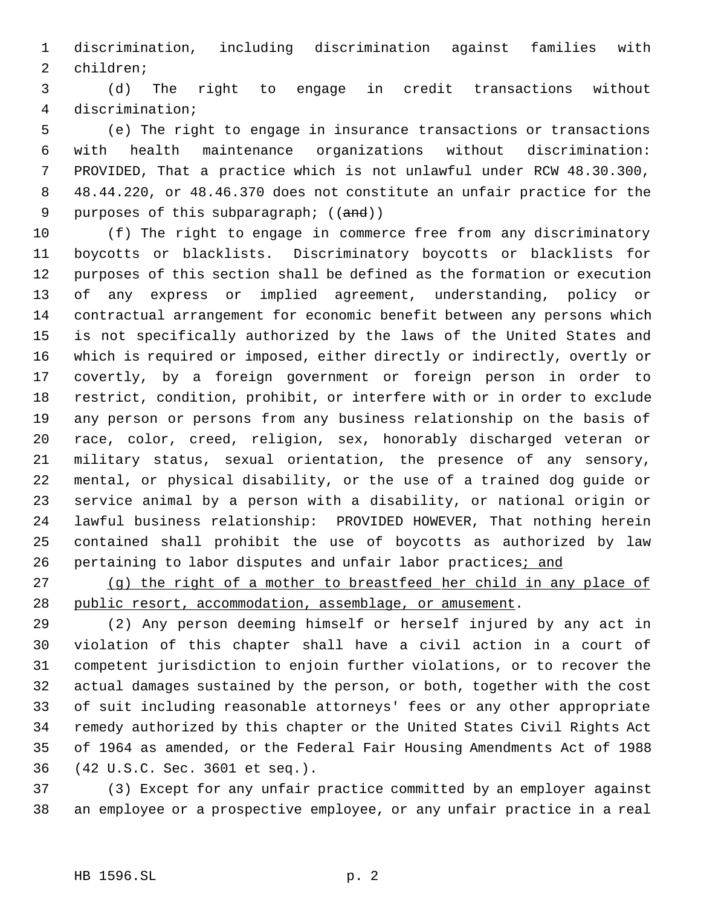discrimination, including discrimination against families with children;

(d) The right to engage in credit transactions without discrimination;

(e) The right to engage in insurance transactions or transactions with health maintenance organizations without discrimination: PROVIDED, That a practice which is not unlawful under RCW 48.30.300, 48.44.220, or 48.46.370 does not constitute an unfair practice for the purposes of this subparagraph; ((~~and~~))

(f) The right to engage in commerce free from any discriminatory boycotts or blacklists. Discriminatory boycotts or blacklists for purposes of this section shall be defined as the formation or execution of any express or implied agreement, understanding, policy or contractual arrangement for economic benefit between any persons which is not specifically authorized by the laws of the United States and which is required or imposed, either directly or indirectly, overtly or covertly, by a foreign government or foreign person in order to restrict, condition, prohibit, or interfere with or in order to exclude any person or persons from any business relationship on the basis of race, color, creed, religion, sex, honorably discharged veteran or military status, sexual orientation, the presence of any sensory, mental, or physical disability, or the use of a trained dog guide or service animal by a person with a disability, or national origin or lawful business relationship: PROVIDED HOWEVER, That nothing herein contained shall prohibit the use of boycotts as authorized by law pertaining to labor disputes and unfair labor practices<u>; and</u>

<u>(g) the right of a mother to breastfeed her child in any place of public resort, accommodation, assemblage, or amusement</u>.

(2) Any person deeming himself or herself injured by any act in violation of this chapter shall have a civil action in a court of competent jurisdiction to enjoin further violations, or to recover the actual damages sustained by the person, or both, together with the cost of suit including reasonable attorneys' fees or any other appropriate remedy authorized by this chapter or the United States Civil Rights Act of 1964 as amended, or the Federal Fair Housing Amendments Act of 1988 (42 U.S.C. Sec. 3601 et seq.).

(3) Except for any unfair practice committed by an employer against an employee or a prospective employee, or any unfair practice in a real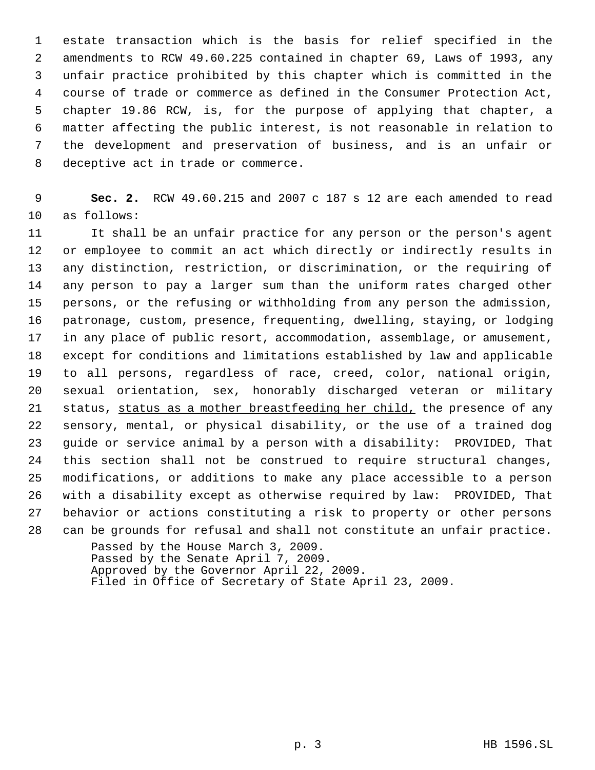estate transaction which is the basis for relief specified in the amendments to RCW 49.60.225 contained in chapter 69, Laws of 1993, any unfair practice prohibited by this chapter which is committed in the course of trade or commerce as defined in the Consumer Protection Act, chapter 19.86 RCW, is, for the purpose of applying that chapter, a matter affecting the public interest, is not reasonable in relation to the development and preservation of business, and is an unfair or deceptive act in trade or commerce.

**Sec. 2.** RCW 49.60.215 and 2007 c 187 s 12 are each amended to read as follows:

It shall be an unfair practice for any person or the person's agent or employee to commit an act which directly or indirectly results in any distinction, restriction, or discrimination, or the requiring of any person to pay a larger sum than the uniform rates charged other persons, or the refusing or withholding from any person the admission, patronage, custom, presence, frequenting, dwelling, staying, or lodging in any place of public resort, accommodation, assemblage, or amusement, except for conditions and limitations established by law and applicable to all persons, regardless of race, creed, color, national origin, sexual orientation, sex, honorably discharged veteran or military status, <u>status as a mother breastfeeding her child,</u> the presence of any sensory, mental, or physical disability, or the use of a trained dog guide or service animal by a person with a disability: PROVIDED, That this section shall not be construed to require structural changes, modifications, or additions to make any place accessible to a person with a disability except as otherwise required by law: PROVIDED, That behavior or actions constituting a risk to property or other persons can be grounds for refusal and shall not constitute an unfair practice.

Passed by the House March 3, 2009.
Passed by the Senate April 7, 2009.
Approved by the Governor April 22, 2009.
Filed in Office of Secretary of State April 23, 2009.